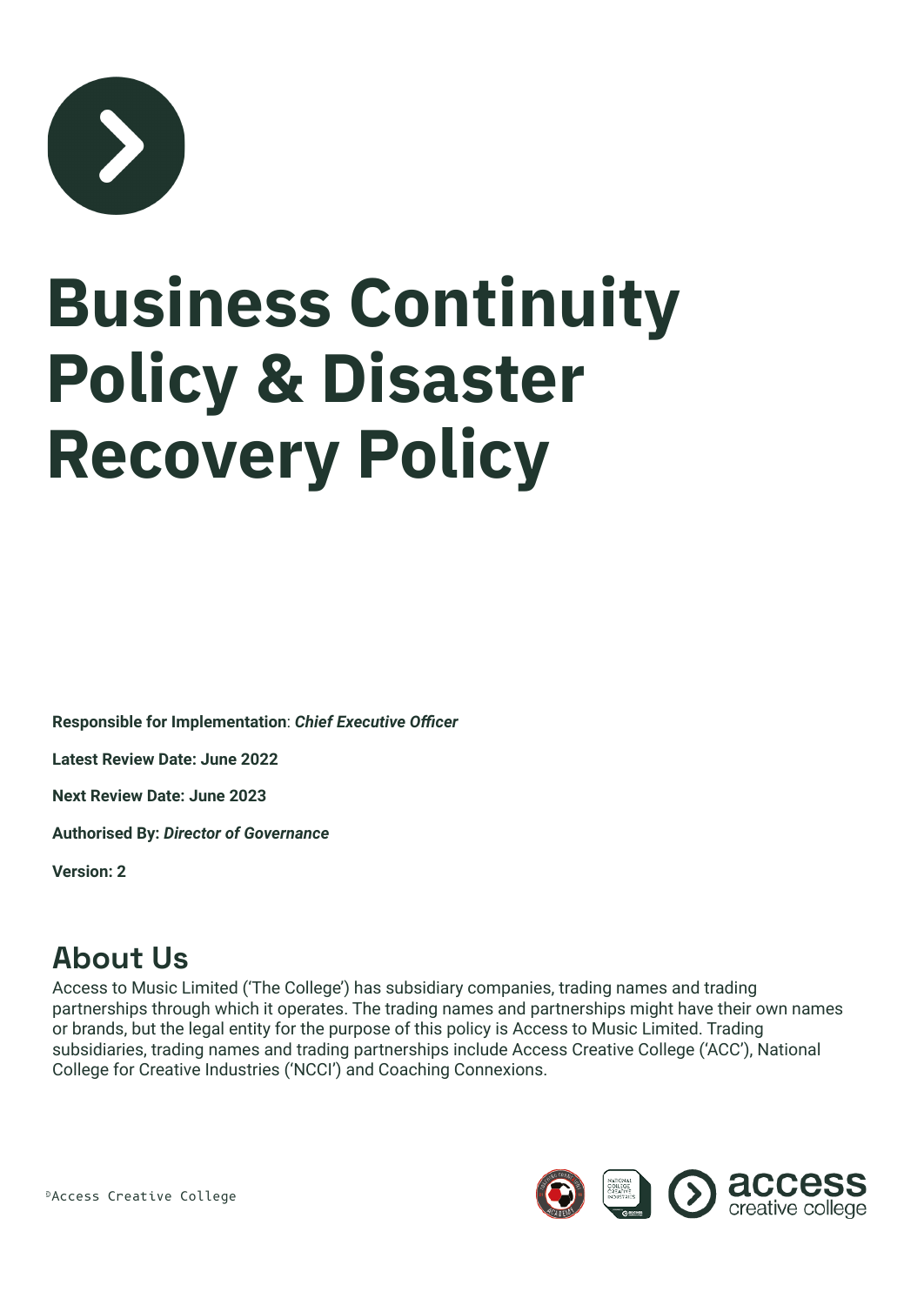# Business Continuity Policy & Disaster Recovery Policy

**Responsible for Implementation**: ***Chief Executive Officer***

**Latest Review Date: June 2022**

**Next Review Date: June 2023**

**Authorised By:** ***Director of Governance***

**Version: 2**

## About Us

Access to Music Limited ('The College') has subsidiary companies, trading names and trading partnerships through which it operates. The trading names and partnerships might have their own names or brands, but the legal entity for the purpose of this policy is Access to Music Limited. Trading subsidiaries, trading names and trading partnerships include Access Creative College ('ACC'), National College for Creative Industries ('NCCI') and Coaching Connexions.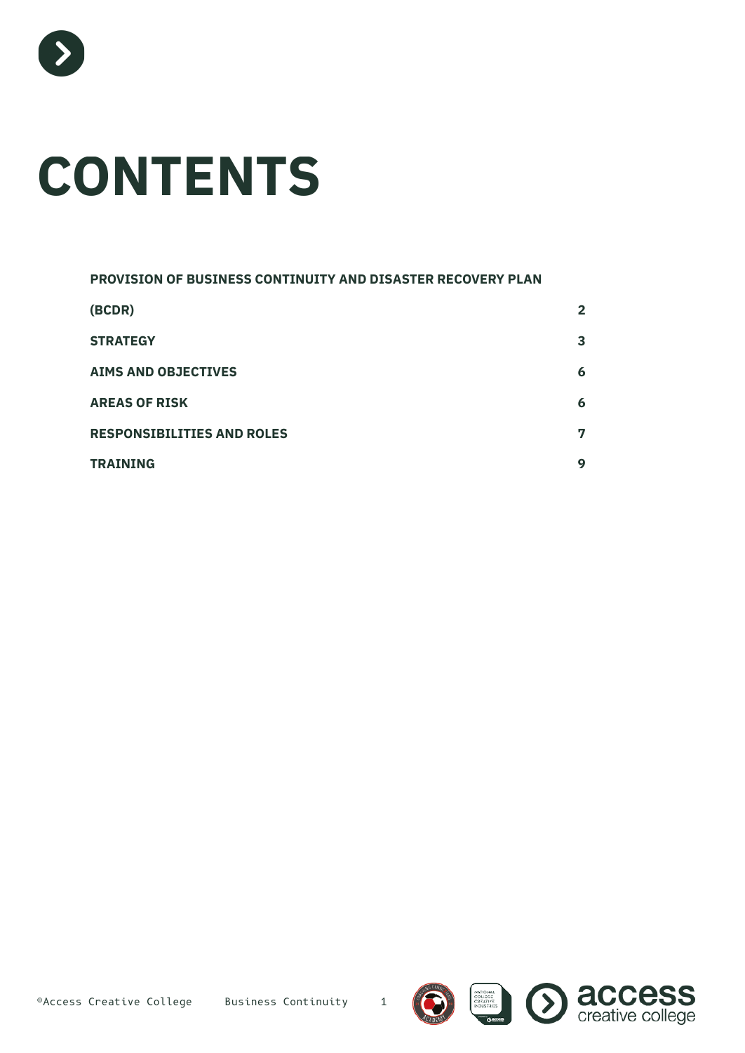# CONTENTS

| | |
|---|---|
| **PROVISION OF BUSINESS CONTINUITY AND DISASTER RECOVERY PLAN (BCDR)** | **2** |
| **STRATEGY** | **3** |
| **AIMS AND OBJECTIVES** | **6** |
| **AREAS OF RISK** | **6** |
| **RESPONSIBILITIES AND ROLES** | **7** |
| **TRAINING** | **9** |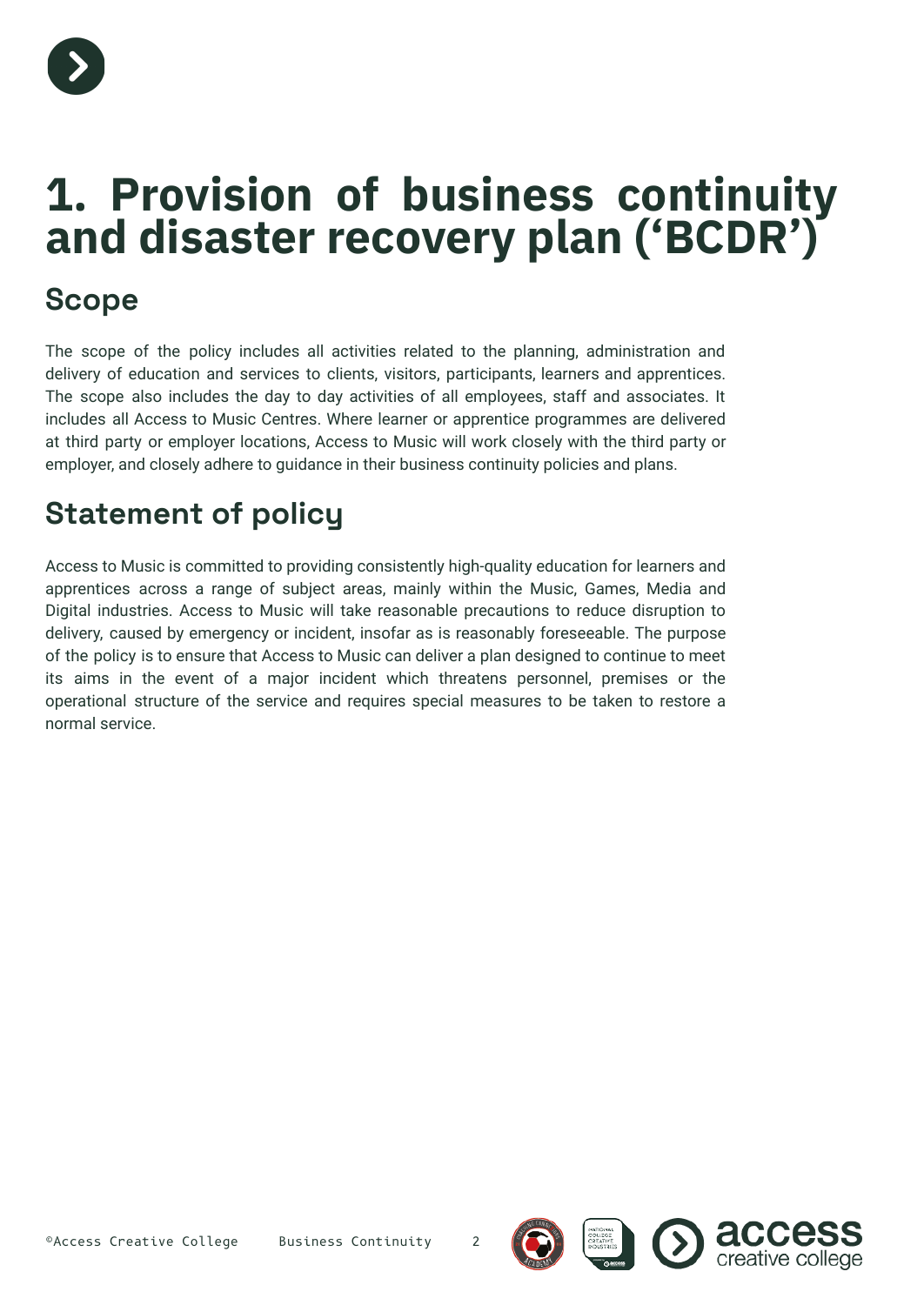# 1. Provision of business continuity and disaster recovery plan (‘BCDR’)

## Scope

The scope of the policy includes all activities related to the planning, administration and delivery of education and services to clients, visitors, participants, learners and apprentices. The scope also includes the day to day activities of all employees, staff and associates. It includes all Access to Music Centres. Where learner or apprentice programmes are delivered at third party or employer locations, Access to Music will work closely with the third party or employer, and closely adhere to guidance in their business continuity policies and plans.

## Statement of policy

Access to Music is committed to providing consistently high-quality education for learners and apprentices across a range of subject areas, mainly within the Music, Games, Media and Digital industries. Access to Music will take reasonable precautions to reduce disruption to delivery, caused by emergency or incident, insofar as is reasonably foreseeable. The purpose of the policy is to ensure that Access to Music can deliver a plan designed to continue to meet its aims in the event of a major incident which threatens personnel, premises or the operational structure of the service and requires special measures to be taken to restore a normal service.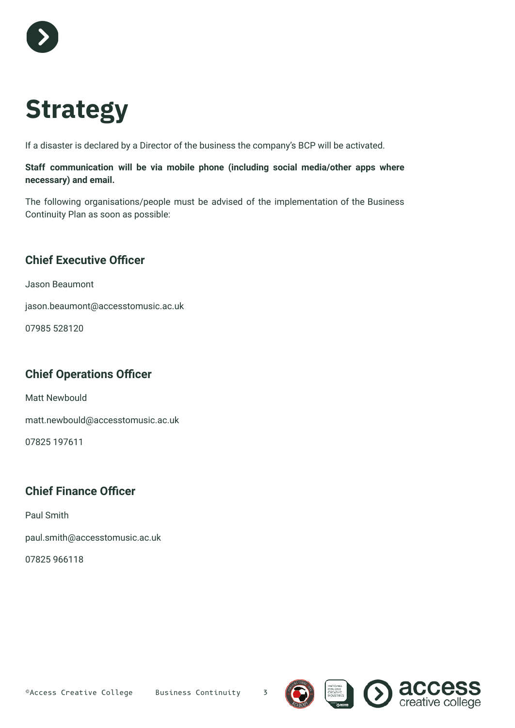# Strategy

If a disaster is declared by a Director of the business the company's BCP will be activated.

**Staff communication will be via mobile phone (including social media/other apps where necessary) and email.**

The following organisations/people must be advised of the implementation of the Business Continuity Plan as soon as possible:

## Chief Executive Officer

Jason Beaumont

jason.beaumont@accesstomusic.ac.uk

07985 528120

## Chief Operations Officer

Matt Newbould

matt.newbould@accesstomusic.ac.uk

07825 197611

## Chief Finance Officer

Paul Smith

paul.smith@accesstomusic.ac.uk

07825 966118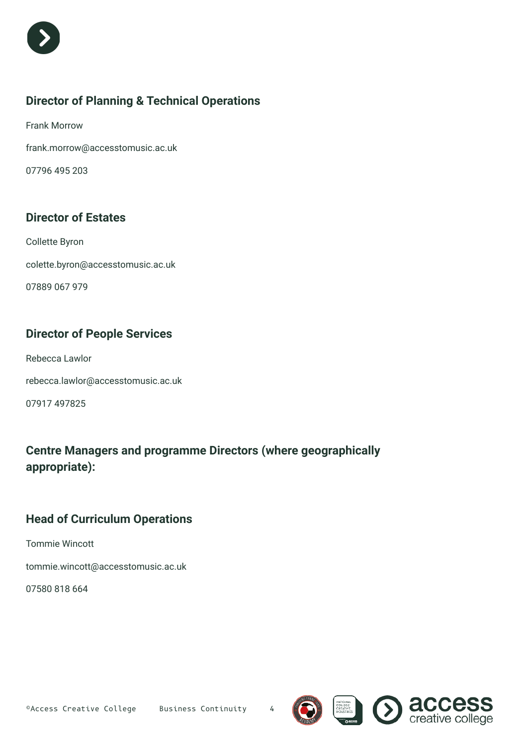### Director of Planning & Technical Operations

Frank Morrow

frank.morrow@accesstomusic.ac.uk

07796 495 203

### Director of Estates

Collette Byron

colette.byron@accesstomusic.ac.uk

07889 067 979

### Director of People Services

Rebecca Lawlor

rebecca.lawlor@accesstomusic.ac.uk

07917 497825

### Centre Managers and programme Directors (where geographically appropriate):

### Head of Curriculum Operations

Tommie Wincott

tommie.wincott@accesstomusic.ac.uk

07580 818 664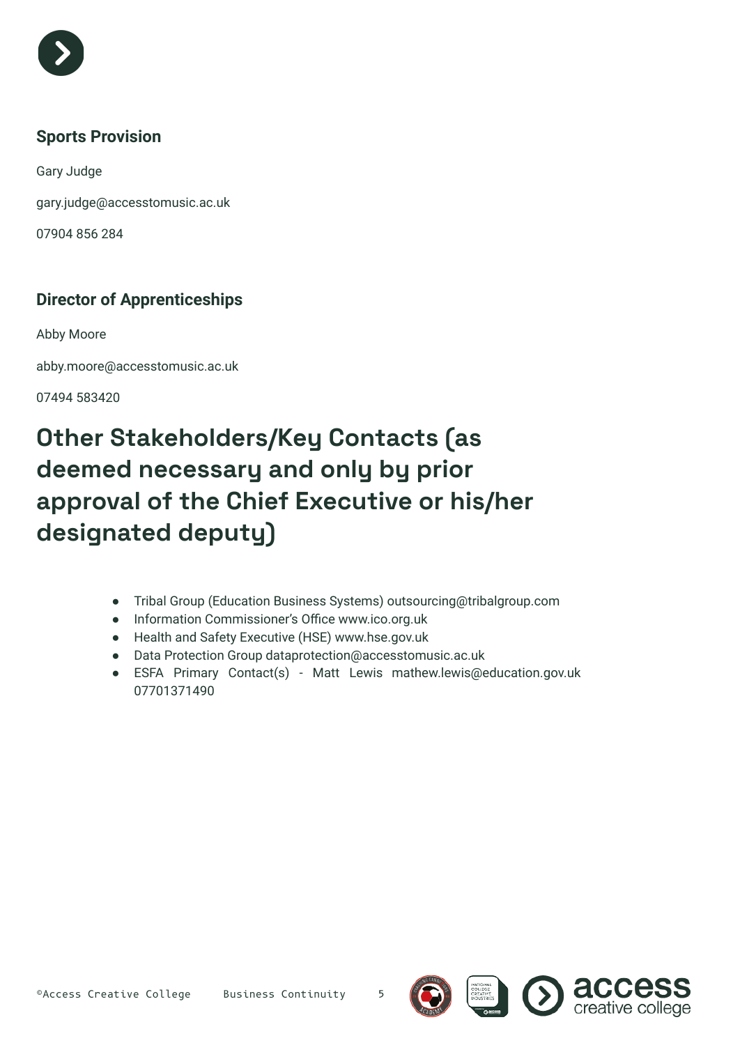### Sports Provision

Gary Judge

gary.judge@accesstomusic.ac.uk

07904 856 284

### Director of Apprenticeships

Abby Moore

abby.moore@accesstomusic.ac.uk

07494 583420

## Other Stakeholders/Key Contacts (as deemed necessary and only by prior approval of the Chief Executive or his/her designated deputy)

- Tribal Group (Education Business Systems) outsourcing@tribalgroup.com
- Information Commissioner's Office www.ico.org.uk
- Health and Safety Executive (HSE) www.hse.gov.uk
- Data Protection Group dataprotection@accesstomusic.ac.uk
- ESFA Primary Contact(s) - Matt Lewis mathew.lewis@education.gov.uk 07701371490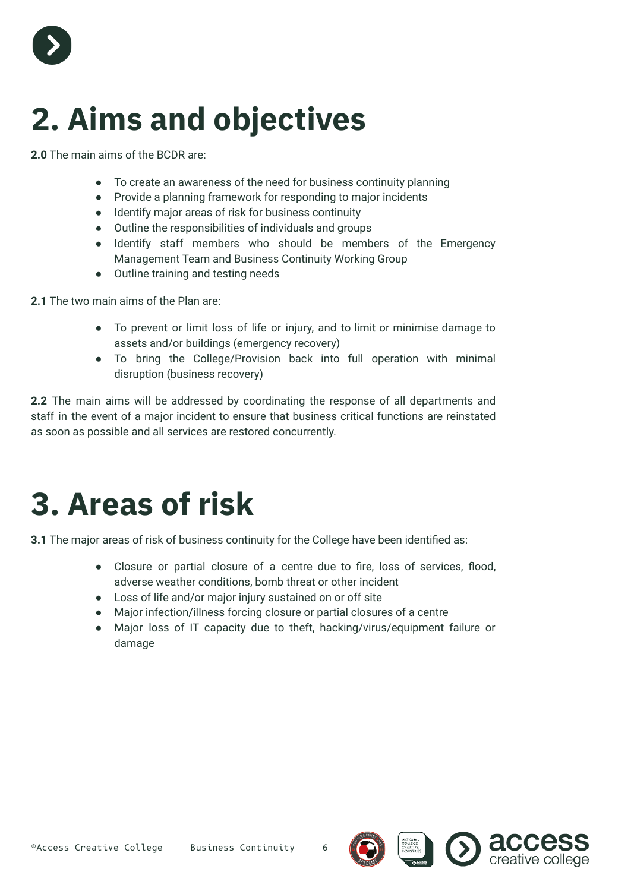# 2. Aims and objectives

**2.0** The main aims of the BCDR are:

- To create an awareness of the need for business continuity planning
- Provide a planning framework for responding to major incidents
- Identify major areas of risk for business continuity
- Outline the responsibilities of individuals and groups
- Identify staff members who should be members of the Emergency Management Team and Business Continuity Working Group
- Outline training and testing needs

**2.1** The two main aims of the Plan are:

- To prevent or limit loss of life or injury, and to limit or minimise damage to assets and/or buildings (emergency recovery)
- To bring the College/Provision back into full operation with minimal disruption (business recovery)

**2.2** The main aims will be addressed by coordinating the response of all departments and staff in the event of a major incident to ensure that business critical functions are reinstated as soon as possible and all services are restored concurrently.

# 3. Areas of risk

**3.1** The major areas of risk of business continuity for the College have been identified as:

- Closure or partial closure of a centre due to fire, loss of services, flood, adverse weather conditions, bomb threat or other incident
- Loss of life and/or major injury sustained on or off site
- Major infection/illness forcing closure or partial closures of a centre
- Major loss of IT capacity due to theft, hacking/virus/equipment failure or damage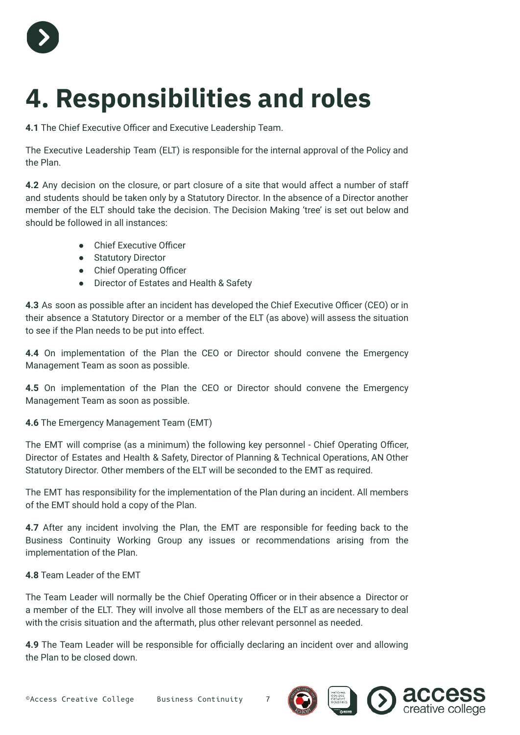# 4. Responsibilities and roles

**4.1** The Chief Executive Officer and Executive Leadership Team.

The Executive Leadership Team (ELT) is responsible for the internal approval of the Policy and the Plan.

**4.2** Any decision on the closure, or part closure of a site that would affect a number of staff and students should be taken only by a Statutory Director. In the absence of a Director another member of the ELT should take the decision. The Decision Making 'tree' is set out below and should be followed in all instances:

- Chief Executive Officer
- Statutory Director
- Chief Operating Officer
- Director of Estates and Health & Safety

**4.3** As soon as possible after an incident has developed the Chief Executive Officer (CEO) or in their absence a Statutory Director or a member of the ELT (as above) will assess the situation to see if the Plan needs to be put into effect.

**4.4** On implementation of the Plan the CEO or Director should convene the Emergency Management Team as soon as possible.

**4.5** On implementation of the Plan the CEO or Director should convene the Emergency Management Team as soon as possible.

**4.6** The Emergency Management Team (EMT)

The EMT will comprise (as a minimum) the following key personnel - Chief Operating Officer, Director of Estates and Health & Safety, Director of Planning & Technical Operations, AN Other Statutory Director. Other members of the ELT will be seconded to the EMT as required.

The EMT has responsibility for the implementation of the Plan during an incident. All members of the EMT should hold a copy of the Plan.

**4.7** After any incident involving the Plan, the EMT are responsible for feeding back to the Business Continuity Working Group any issues or recommendations arising from the implementation of the Plan.

**4.8** Team Leader of the EMT

The Team Leader will normally be the Chief Operating Officer or in their absence a Director or a member of the ELT. They will involve all those members of the ELT as are necessary to deal with the crisis situation and the aftermath, plus other relevant personnel as needed.

**4.9** The Team Leader will be responsible for officially declaring an incident over and allowing the Plan to be closed down.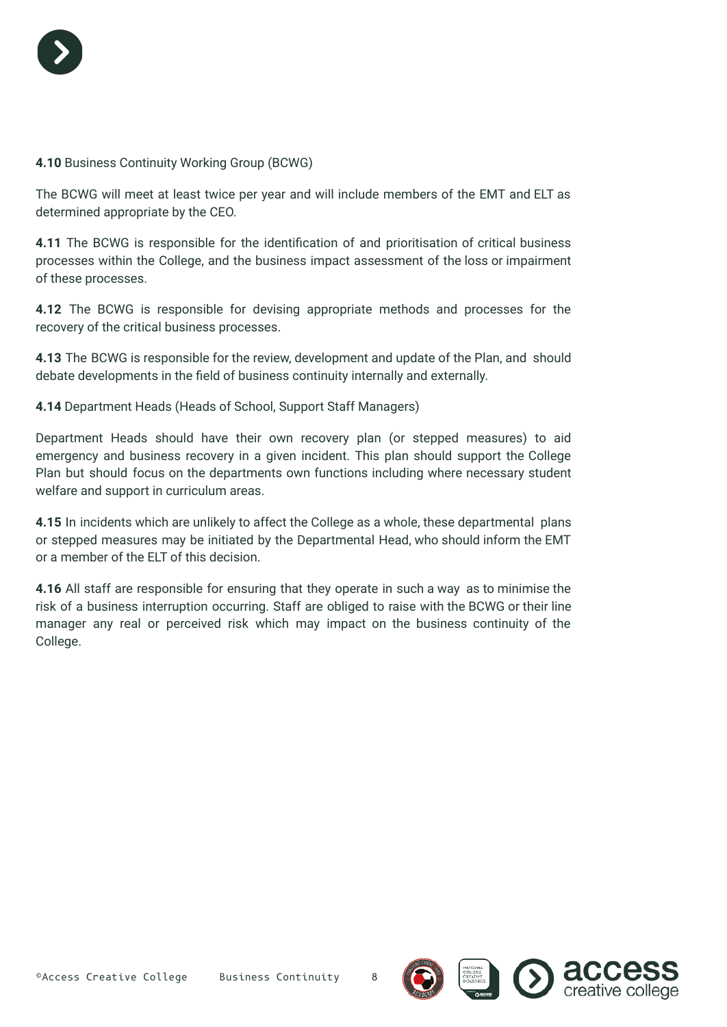**4.10** Business Continuity Working Group (BCWG)

The BCWG will meet at least twice per year and will include members of the EMT and ELT as determined appropriate by the CEO.

**4.11** The BCWG is responsible for the identification of and prioritisation of critical business processes within the College, and the business impact assessment of the loss or impairment of these processes.

**4.12** The BCWG is responsible for devising appropriate methods and processes for the recovery of the critical business processes.

**4.13** The BCWG is responsible for the review, development and update of the Plan, and should debate developments in the field of business continuity internally and externally.

**4.14** Department Heads (Heads of School, Support Staff Managers)

Department Heads should have their own recovery plan (or stepped measures) to aid emergency and business recovery in a given incident. This plan should support the College Plan but should focus on the departments own functions including where necessary student welfare and support in curriculum areas.

**4.15** In incidents which are unlikely to affect the College as a whole, these departmental plans or stepped measures may be initiated by the Departmental Head, who should inform the EMT or a member of the ELT of this decision.

**4.16** All staff are responsible for ensuring that they operate in such a way as to minimise the risk of a business interruption occurring. Staff are obliged to raise with the BCWG or their line manager any real or perceived risk which may impact on the business continuity of the College.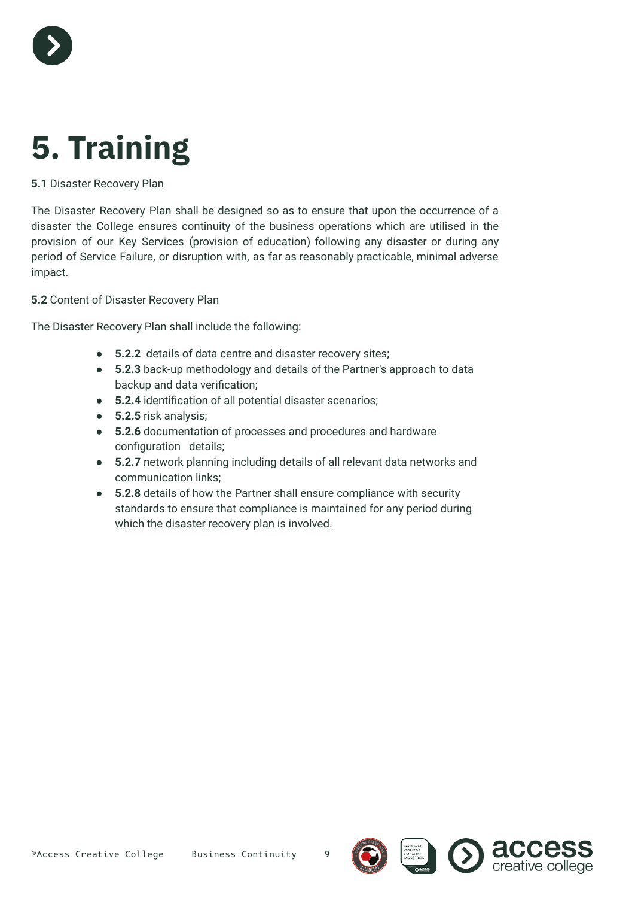# 5. Training

**5.1** Disaster Recovery Plan

The Disaster Recovery Plan shall be designed so as to ensure that upon the occurrence of a disaster the College ensures continuity of the business operations which are utilised in the provision of our Key Services (provision of education) following any disaster or during any period of Service Failure, or disruption with, as far as reasonably practicable, minimal adverse impact.

**5.2** Content of Disaster Recovery Plan

The Disaster Recovery Plan shall include the following:

- **5.2.2** details of data centre and disaster recovery sites;
- **5.2.3** back-up methodology and details of the Partner's approach to data backup and data verification;
- **5.2.4** identification of all potential disaster scenarios;
- **5.2.5** risk analysis;
- **5.2.6** documentation of processes and procedures and hardware configuration details;
- **5.2.7** network planning including details of all relevant data networks and communication links;
- **5.2.8** details of how the Partner shall ensure compliance with security standards to ensure that compliance is maintained for any period during which the disaster recovery plan is involved.